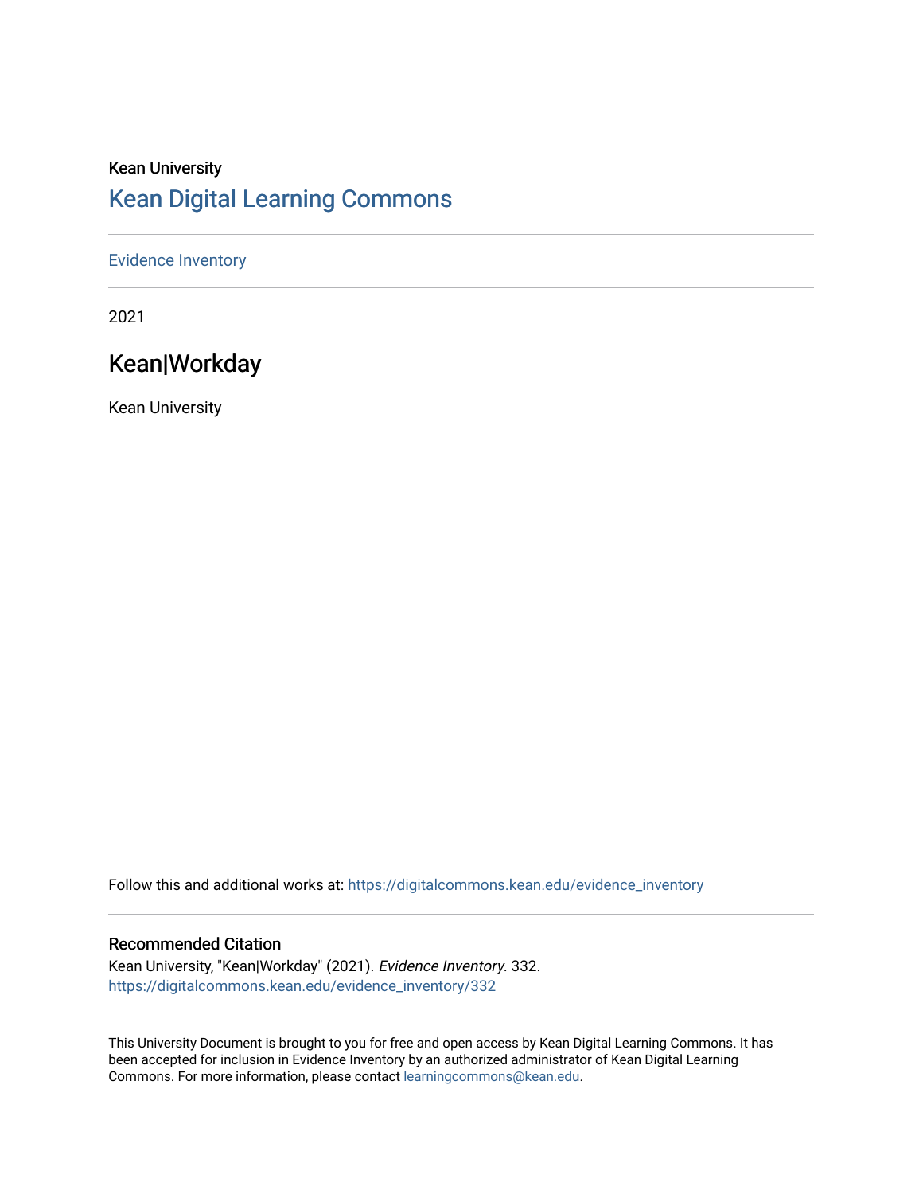Kean University

# Kean Digital Learning Commons

Evidence Inventory

2021

## Kean|Workday

Kean University

Follow this and additional works at: https://digitalcommons.kean.edu/evidence_inventory

### Recommended Citation

Kean University, "Kean|Workday" (2021). *Evidence Inventory*. 332.
https://digitalcommons.kean.edu/evidence_inventory/332

This University Document is brought to you for free and open access by Kean Digital Learning Commons. It has been accepted for inclusion in Evidence Inventory by an authorized administrator of Kean Digital Learning Commons. For more information, please contact learningcommons@kean.edu.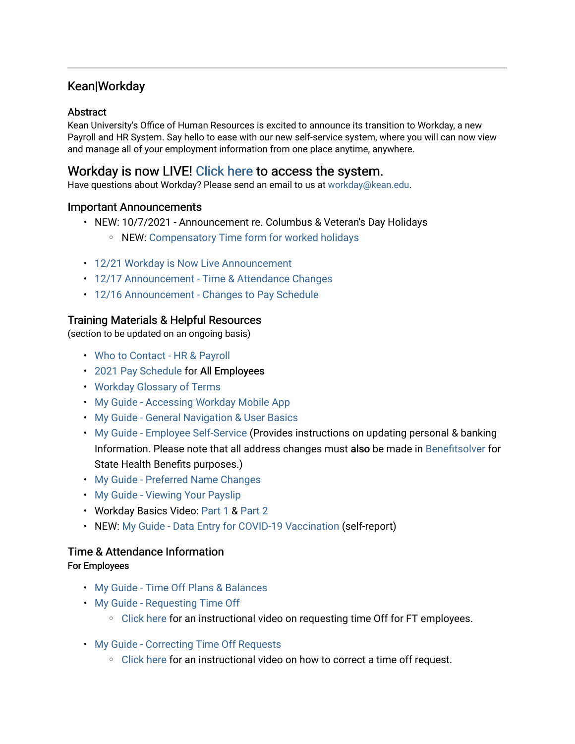## Kean|Workday

### Abstract

Kean University's Office of Human Resources is excited to announce its transition to Workday, a new Payroll and HR System. Say hello to ease with our new self-service system, where you will can now view and manage all of your employment information from one place anytime, anywhere.

## Workday is now LIVE! Click here to access the system.

Have questions about Workday? Please send an email to us at workday@kean.edu.

### Important Announcements

- NEW: 10/7/2021 - Announcement re. Columbus & Veteran's Day Holidays
  - NEW: Compensatory Time form for worked holidays
- 12/21 Workday is Now Live Announcement
- 12/17 Announcement - Time & Attendance Changes
- 12/16 Announcement - Changes to Pay Schedule

### Training Materials & Helpful Resources

(section to be updated on an ongoing basis)

- Who to Contact - HR & Payroll
- 2021 Pay Schedule for All Employees
- Workday Glossary of Terms
- My Guide - Accessing Workday Mobile App
- My Guide - General Navigation & User Basics
- My Guide - Employee Self-Service (Provides instructions on updating personal & banking Information. Please note that all address changes must **also** be made in Benefitsolver for State Health Benefits purposes.)
- My Guide - Preferred Name Changes
- My Guide - Viewing Your Payslip
- Workday Basics Video: Part 1 & Part 2
- NEW: My Guide - Data Entry for COVID-19 Vaccination (self-report)

### Time & Attendance Information

For Employees

- My Guide - Time Off Plans & Balances
- My Guide - Requesting Time Off
  - Click here for an instructional video on requesting time Off for FT employees.
- My Guide - Correcting Time Off Requests
  - Click here for an instructional video on how to correct a time off request.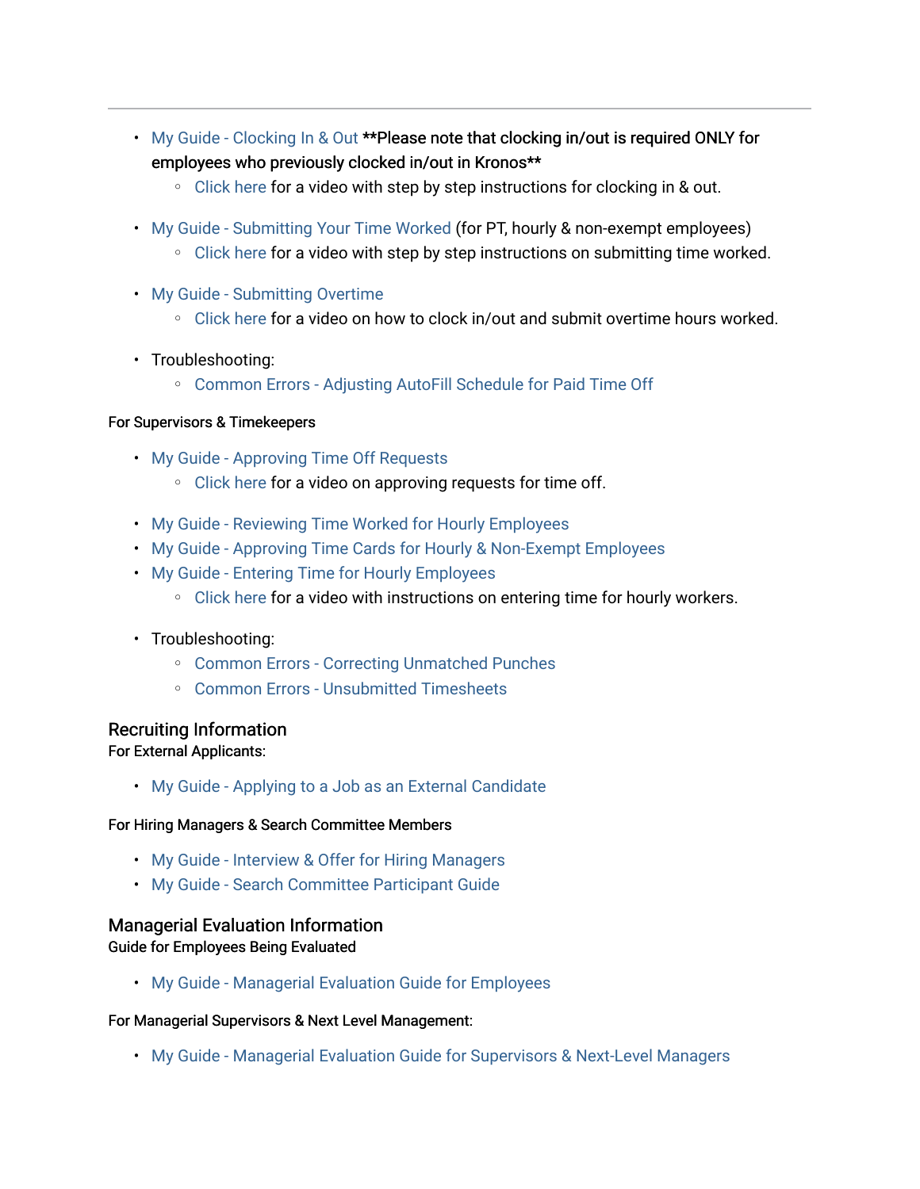---

- My Guide - Clocking In & Out **Please note that clocking in/out is required ONLY for employees who previously clocked in/out in Kronos**
    - Click here for a video with step by step instructions for clocking in & out.

- My Guide - Submitting Your Time Worked (for PT, hourly & non-exempt employees)
    - Click here for a video with step by step instructions on submitting time worked.

- My Guide - Submitting Overtime
    - Click here for a video on how to clock in/out and submit overtime hours worked.

- Troubleshooting:
    - Common Errors - Adjusting AutoFill Schedule for Paid Time Off

For Supervisors & Timekeepers

- My Guide - Approving Time Off Requests
    - Click here for a video on approving requests for time off.

- My Guide - Reviewing Time Worked for Hourly Employees
- My Guide - Approving Time Cards for Hourly & Non-Exempt Employees
- My Guide - Entering Time for Hourly Employees
    - Click here for a video with instructions on entering time for hourly workers.

- Troubleshooting:
    - Common Errors - Correcting Unmatched Punches
    - Common Errors - Unsubmitted Timesheets

## Recruiting Information

For External Applicants:

- My Guide - Applying to a Job as an External Candidate

For Hiring Managers & Search Committee Members

- My Guide - Interview & Offer for Hiring Managers
- My Guide - Search Committee Participant Guide

## Managerial Evaluation Information

Guide for Employees Being Evaluated

- My Guide - Managerial Evaluation Guide for Employees

For Managerial Supervisors & Next Level Management:

- My Guide - Managerial Evaluation Guide for Supervisors & Next-Level Managers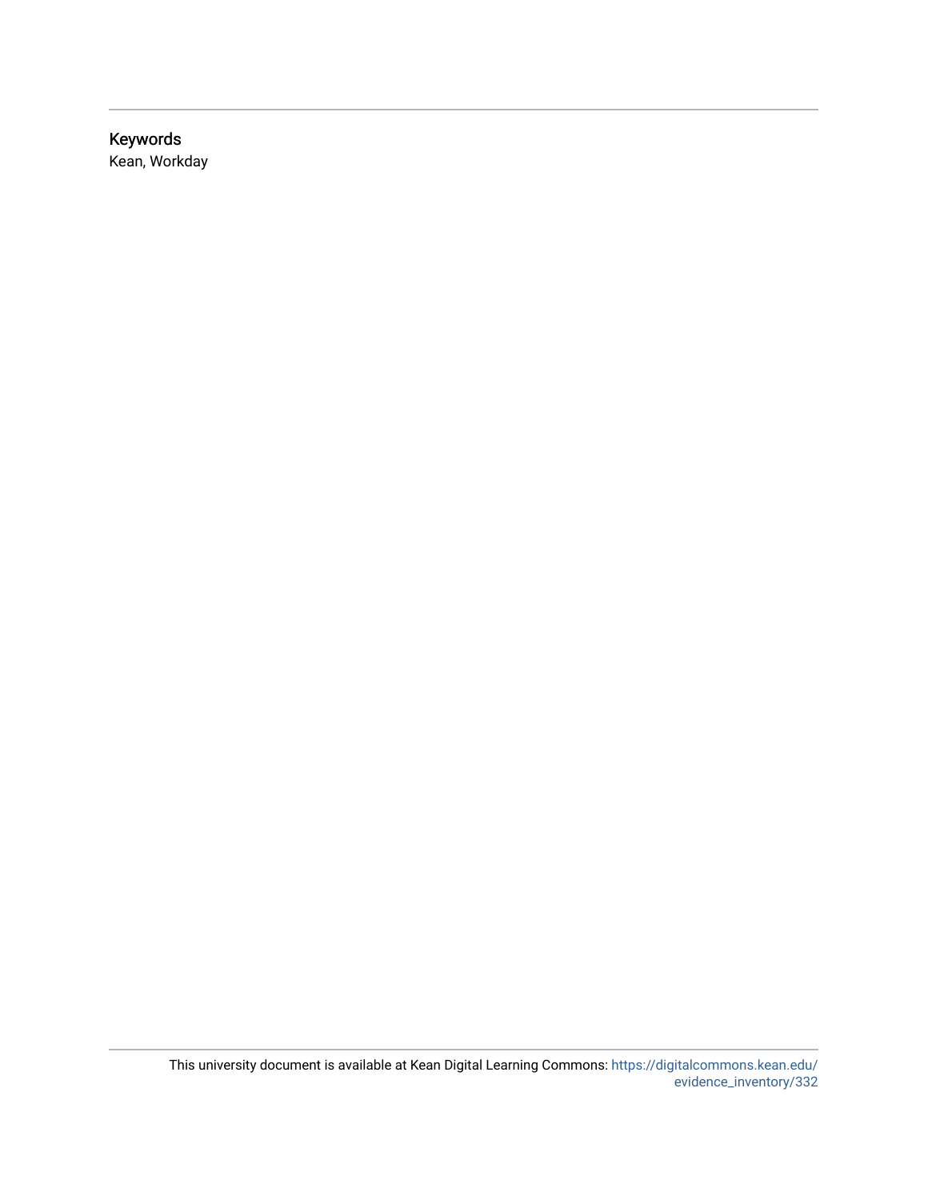## Keywords

Kean, Workday

This university document is available at Kean Digital Learning Commons: https://digitalcommons.kean.edu/evidence_inventory/332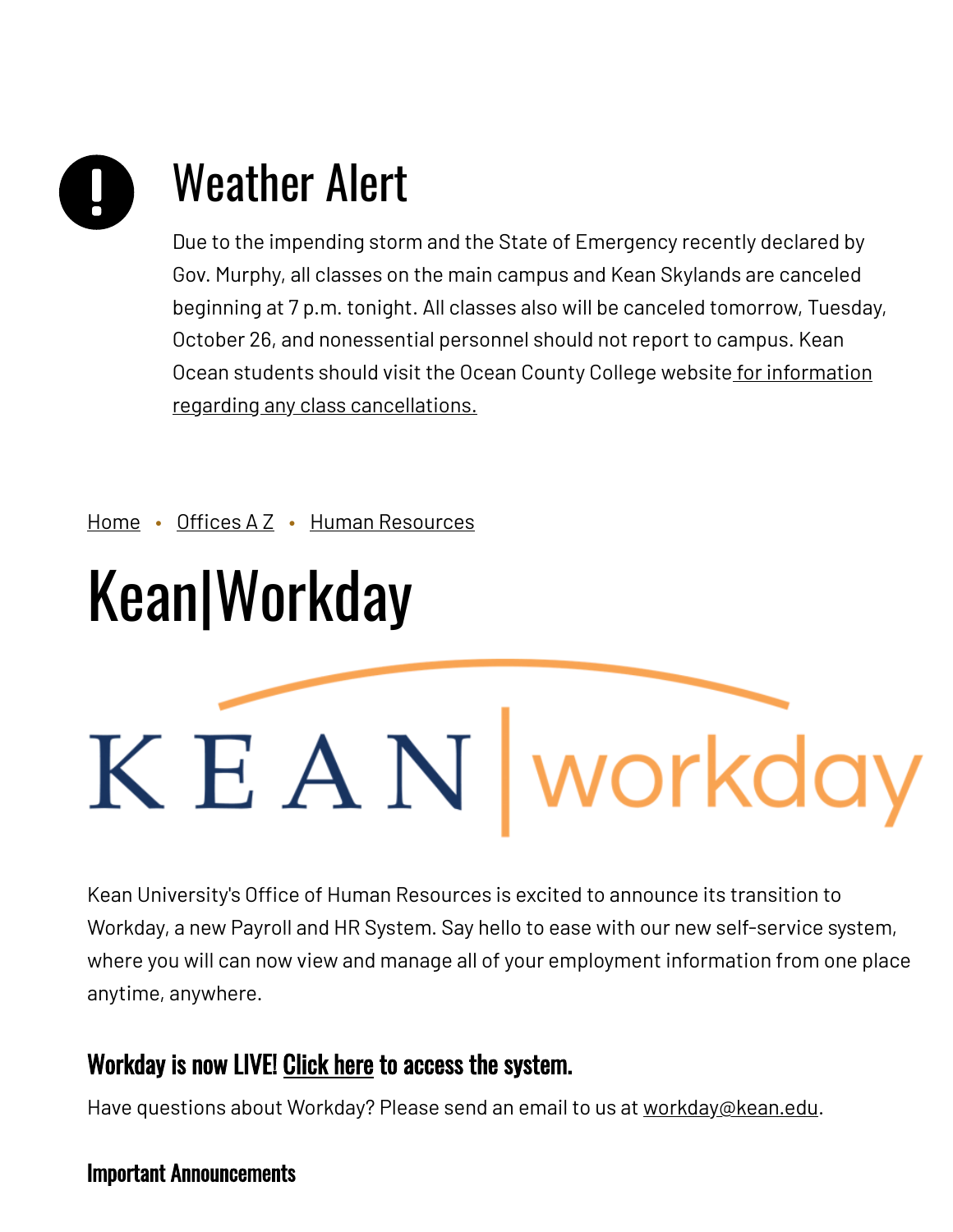# Weather Alert

Due to the impending storm and the State of Emergency recently declared by Gov. Murphy, all classes on the main campus and Kean Skylands are canceled beginning at 7 p.m. tonight. All classes also will be canceled tomorrow, Tuesday, October 26, and nonessential personnel should not report to campus. Kean Ocean students should visit the Ocean County College website for information regarding any class cancellations.

Home • Offices A Z • Human Resources

# Kean|Workday

KEAN | workday

Kean University's Office of Human Resources is excited to announce its transition to Workday, a new Payroll and HR System. Say hello to ease with our new self-service system, where you will can now view and manage all of your employment information from one place anytime, anywhere.

### Workday is now LIVE! Click here to access the system.

Have questions about Workday? Please send an email to us at workday@kean.edu.

#### Important Announcements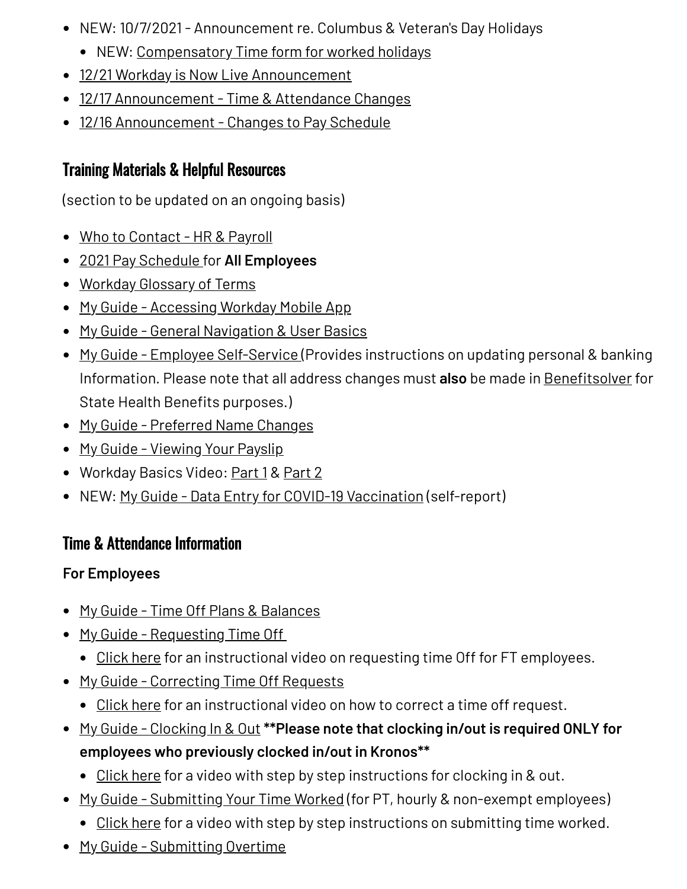- NEW: 10/7/2021 - Announcement re. Columbus & Veteran's Day Holidays
  - NEW: Compensatory Time form for worked holidays
- 12/21 Workday is Now Live Announcement
- 12/17 Announcement - Time & Attendance Changes
- 12/16 Announcement - Changes to Pay Schedule

## Training Materials & Helpful Resources

(section to be updated on an ongoing basis)

- Who to Contact - HR & Payroll
- 2021 Pay Schedule for **All Employees**
- Workday Glossary of Terms
- My Guide - Accessing Workday Mobile App
- My Guide - General Navigation & User Basics
- My Guide - Employee Self-Service (Provides instructions on updating personal & banking Information. Please note that all address changes must **also** be made in Benefitsolver for State Health Benefits purposes.)
- My Guide - Preferred Name Changes
- My Guide - Viewing Your Payslip
- Workday Basics Video: Part 1 & Part 2
- NEW: My Guide - Data Entry for COVID-19 Vaccination (self-report)

## Time & Attendance Information

**For Employees**

- My Guide - Time Off Plans & Balances
- My Guide - Requesting Time Off
  - Click here for an instructional video on requesting time Off for FT employees.
- My Guide - Correcting Time Off Requests
  - Click here for an instructional video on how to correct a time off request.
- My Guide - Clocking In & Out **\*\*Please note that clocking in/out is required ONLY for employees who previously clocked in/out in Kronos\*\***
  - Click here for a video with step by step instructions for clocking in & out.
- My Guide - Submitting Your Time Worked (for PT, hourly & non-exempt employees)
  - Click here for a video with step by step instructions on submitting time worked.
- My Guide - Submitting Overtime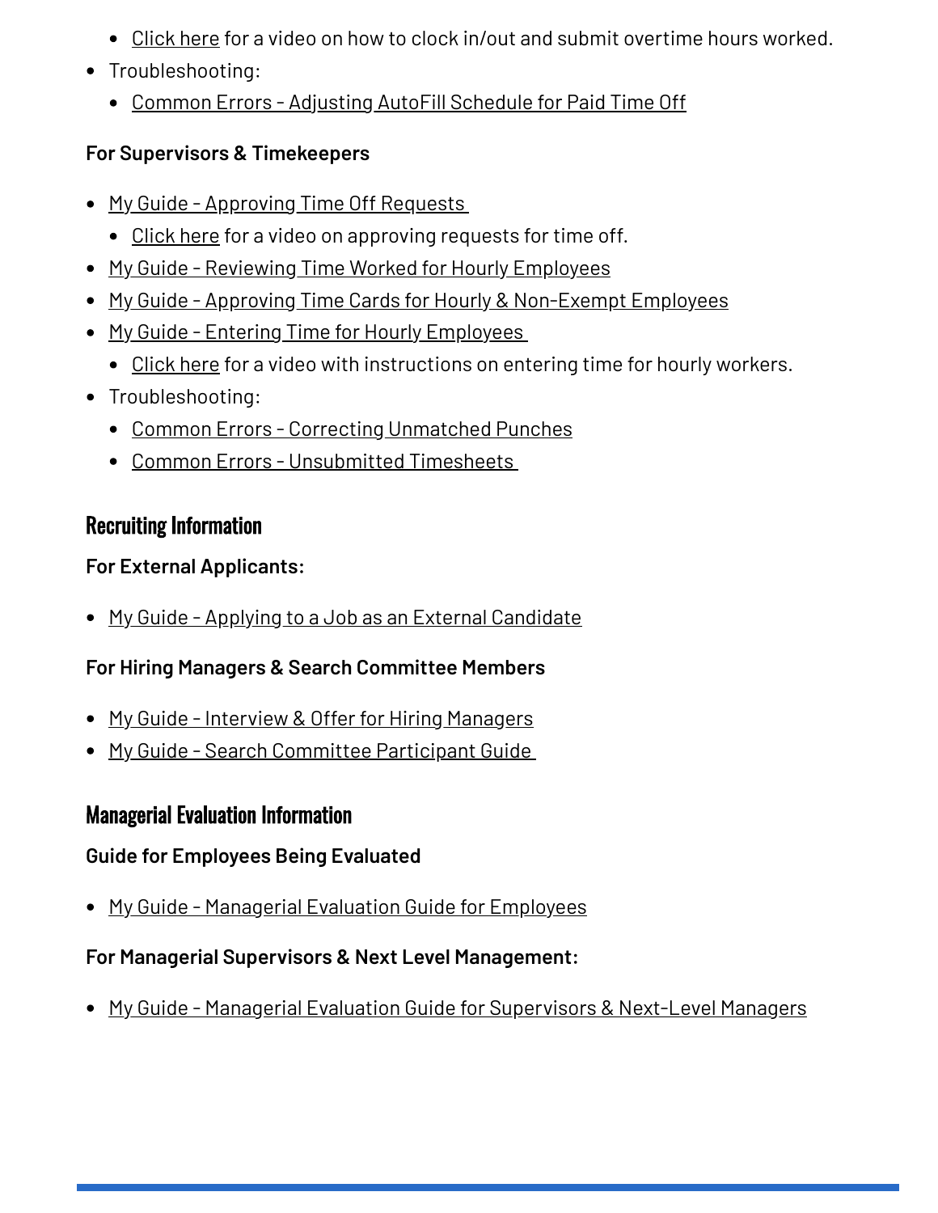- Click here for a video on how to clock in/out and submit overtime hours worked.
- Troubleshooting:
  - Common Errors - Adjusting AutoFill Schedule for Paid Time Off

**For Supervisors & Timekeepers**

- My Guide - Approving Time Off Requests
  - Click here for a video on approving requests for time off.
- My Guide - Reviewing Time Worked for Hourly Employees
- My Guide - Approving Time Cards for Hourly & Non-Exempt Employees
- My Guide - Entering Time for Hourly Employees
  - Click here for a video with instructions on entering time for hourly workers.
- Troubleshooting:
  - Common Errors - Correcting Unmatched Punches
  - Common Errors - Unsubmitted Timesheets

## Recruiting Information

**For External Applicants:**

- My Guide - Applying to a Job as an External Candidate

**For Hiring Managers & Search Committee Members**

- My Guide - Interview & Offer for Hiring Managers
- My Guide - Search Committee Participant Guide

## Managerial Evaluation Information

**Guide for Employees Being Evaluated**

- My Guide - Managerial Evaluation Guide for Employees

**For Managerial Supervisors & Next Level Management:**

- My Guide - Managerial Evaluation Guide for Supervisors & Next-Level Managers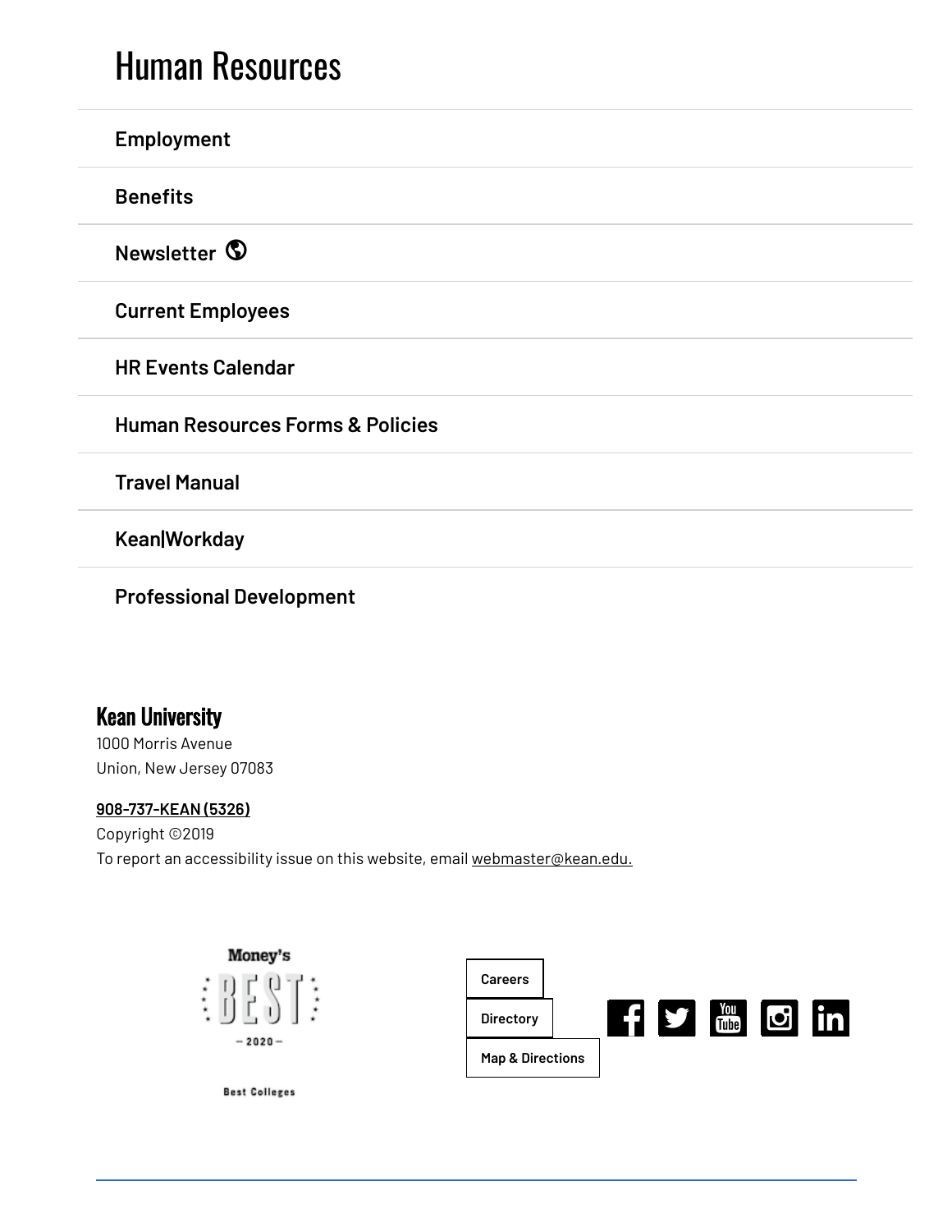# Human Resources

- Employment
- Benefits
- Newsletter
- Current Employees
- HR Events Calendar
- Human Resources Forms & Policies
- Travel Manual
- Kean|Workday
- Professional Development

**Kean University**

1000 Morris Avenue
Union, New Jersey 07083

908-737-KEAN (5326)

Copyright ©2019

To report an accessibility issue on this website, email webmaster@kean.edu.

Money's BEST — 2020 —

Best Colleges

Careers

Directory

Map & Directions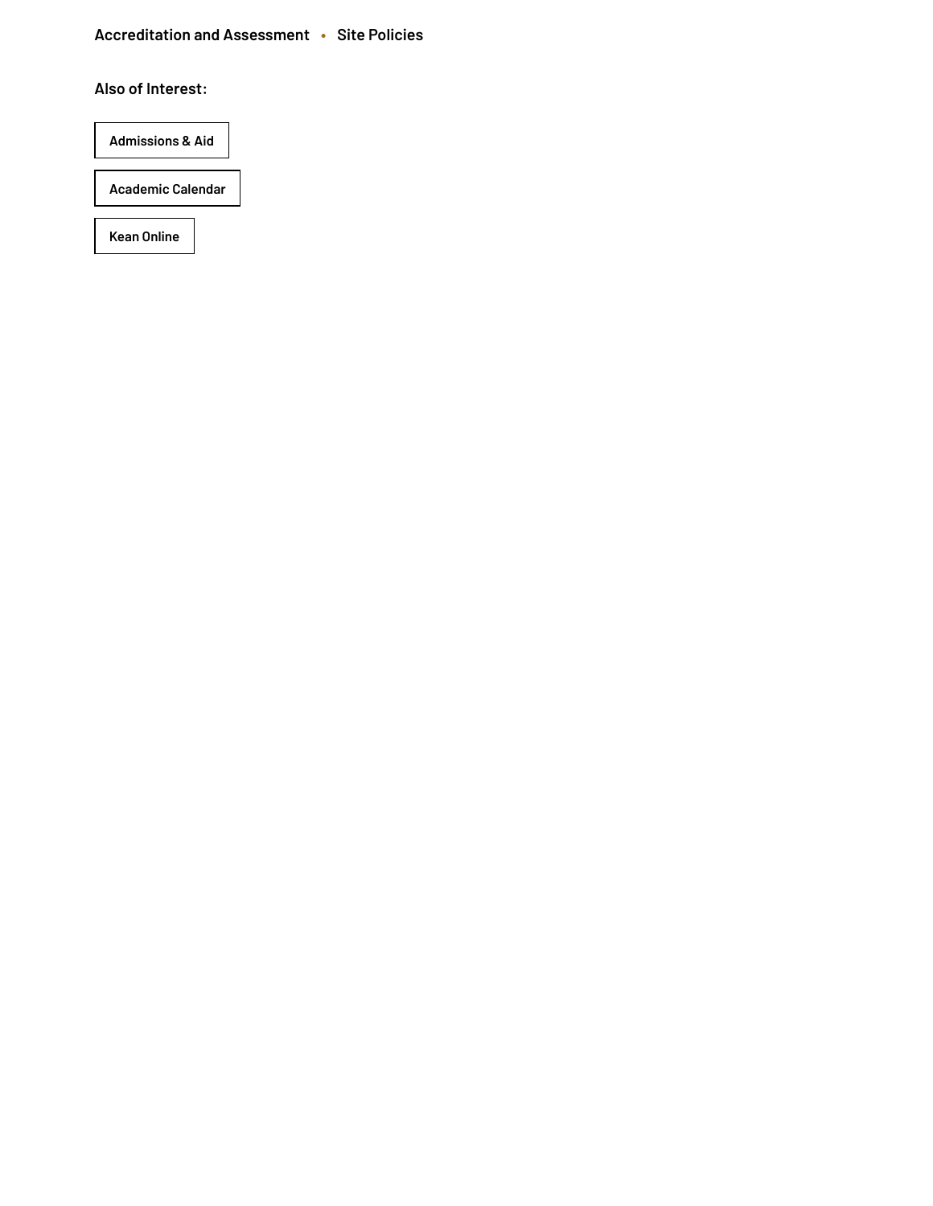Accreditation and Assessment • Site Policies

**Also of Interest:**

Admissions & Aid

Academic Calendar

Kean Online